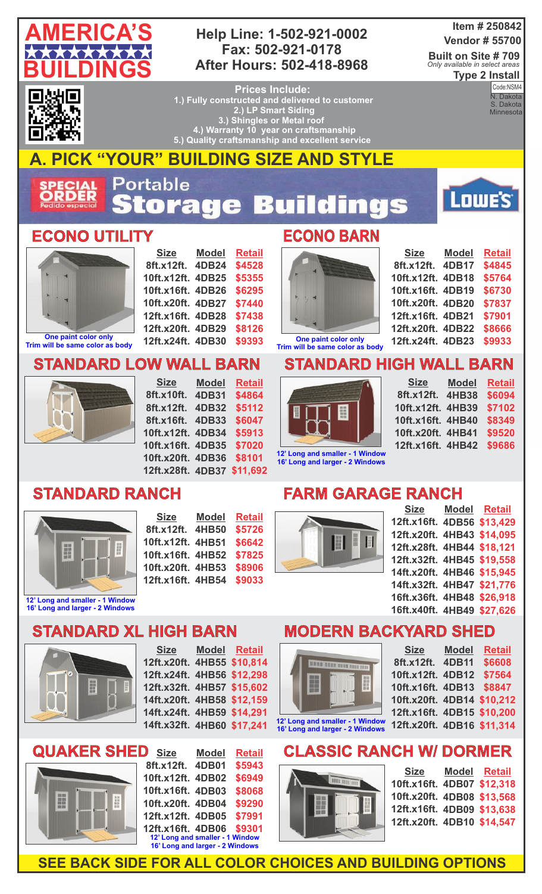# AMERICA'S BUILDINGS

**Help Line: 1-502-921-0002**
**Fax: 502-921-0178**
**After Hours: 502-418-8968**

**Item # 250842**
**Vendor # 55700**
**Built on Site # 709**
*Only available in select areas*
**Type 2 Install**

Code:NSM4
N. Dakota
S. Dakota
Minnesota

**Prices Include:**
1.) Fully constructed and delivered to customer
2.) LP Smart Siding
3.) Shingles or Metal roof
4.) Warranty 10 year on craftsmanship
5.) Quality craftsmanship and excellent service

## A. PICK "YOUR" BUILDING SIZE AND STYLE

SPECIAL ORDER Pedido especial — Portable Storage Buildings — LOWE'S

### ECONO UTILITY

| Size | Model | Retail |
|---|---|---|
| 8ft.x12ft. | 4DB24 | $4528 |
| 10ft.x12ft. | 4DB25 | $5355 |
| 10ft.x16ft. | 4DB26 | $6295 |
| 10ft.x20ft. | 4DB27 | $7440 |
| 12ft.x16ft. | 4DB28 | $7438 |
| 12ft.x20ft. | 4DB29 | $8126 |
| 12ft.x24ft. | 4DB30 | $9393 |

One paint color only
Trim will be same color as body

### ECONO BARN

| Size | Model | Retail |
|---|---|---|
| 8ft.x12ft. | 4DB17 | $4845 |
| 10ft.x12ft. | 4DB18 | $5764 |
| 10ft.x16ft. | 4DB19 | $6730 |
| 10ft.x20ft. | 4DB20 | $7837 |
| 12ft.x16ft. | 4DB21 | $7901 |
| 12ft.x20ft. | 4DB22 | $8666 |
| 12ft.x24ft. | 4DB23 | $9933 |

One paint color only
Trim will be same color as body

### STANDARD LOW WALL BARN

| Size | Model | Retail |
|---|---|---|
| 8ft.x10ft. | 4DB31 | $4864 |
| 8ft.x12ft. | 4DB32 | $5112 |
| 8ft.x16ft. | 4DB33 | $6047 |
| 10ft.x12ft. | 4DB34 | $5913 |
| 10ft.x16ft. | 4DB35 | $7020 |
| 10ft.x20ft. | 4DB36 | $8101 |
| 12ft.x28ft. | 4DB37 | $11,692 |

### STANDARD HIGH WALL BARN

| Size | Model | Retail |
|---|---|---|
| 8ft.x12ft. | 4HB38 | $6094 |
| 10ft.x12ft. | 4HB39 | $7102 |
| 10ft.x16ft. | 4HB40 | $8349 |
| 10ft.x20ft. | 4HB41 | $9520 |
| 12ft.x16ft. | 4HB42 | $9686 |

12' Long and smaller - 1 Window
16' Long and larger - 2 Windows

### STANDARD RANCH

| Size | Model | Retail |
|---|---|---|
| 8ft.x12ft. | 4HB50 | $5726 |
| 10ft.x12ft. | 4HB51 | $6642 |
| 10ft.x16ft. | 4HB52 | $7825 |
| 10ft.x20ft. | 4HB53 | $8906 |
| 12ft.x16ft. | 4HB54 | $9033 |

12' Long and smaller - 1 Window
16' Long and larger - 2 Windows

### FARM GARAGE RANCH

| Size | Model | Retail |
|---|---|---|
| 12ft.x16ft. | 4DB56 | $13,429 |
| 12ft.x20ft. | 4HB43 | $14,095 |
| 12ft.x28ft. | 4HB44 | $18,121 |
| 12ft.x32ft. | 4HB45 | $19,558 |
| 14ft.x20ft. | 4HB46 | $15,945 |
| 14ft.x32ft. | 4HB47 | $21,776 |
| 16ft.x36ft. | 4HB48 | $26,918 |
| 16ft.x40ft. | 4HB49 | $27,626 |

### STANDARD XL HIGH BARN

| Size | Model | Retail |
|---|---|---|
| 12ft.x20ft. | 4HB55 | $10,814 |
| 12ft.x24ft. | 4HB56 | $12,298 |
| 12ft.x32ft. | 4HB57 | $15,602 |
| 14ft.x20ft. | 4HB58 | $12,159 |
| 14ft.x24ft. | 4HB59 | $14,291 |
| 14ft.x32ft. | 4HB60 | $17,241 |

### MODERN BACKYARD SHED

| Size | Model | Retail |
|---|---|---|
| 8ft.x12ft. | 4DB11 | $6608 |
| 10ft.x12ft. | 4DB12 | $7564 |
| 10ft.x16ft. | 4DB13 | $8847 |
| 10ft.x20ft. | 4DB14 | $10,212 |
| 12ft.x16ft. | 4DB15 | $10,200 |
| 12ft.x20ft. | 4DB16 | $11,314 |

12' Long and smaller - 1 Window
16' Long and larger - 2 Windows

### QUAKER SHED

| Size | Model | Retail |
|---|---|---|
| 8ft.x12ft. | 4DB01 | $5943 |
| 10ft.x12ft. | 4DB02 | $6949 |
| 10ft.x16ft. | 4DB03 | $8068 |
| 10ft.x20ft. | 4DB04 | $9290 |
| 12ft.x12ft. | 4DB05 | $7991 |
| 12ft.x16ft. | 4DB06 | $9301 |

12' Long and smaller - 1 Window
16' Long and larger - 2 Windows

### CLASSIC RANCH W/ DORMER

| Size | Model | Retail |
|---|---|---|
| 10ft.x16ft. | 4DB07 | $12,318 |
| 10ft.x20ft. | 4DB08 | $13,568 |
| 12ft.x16ft. | 4DB09 | $13,638 |
| 12ft.x20ft. | 4DB10 | $14,547 |

**SEE BACK SIDE FOR ALL COLOR CHOICES AND BUILDING OPTIONS**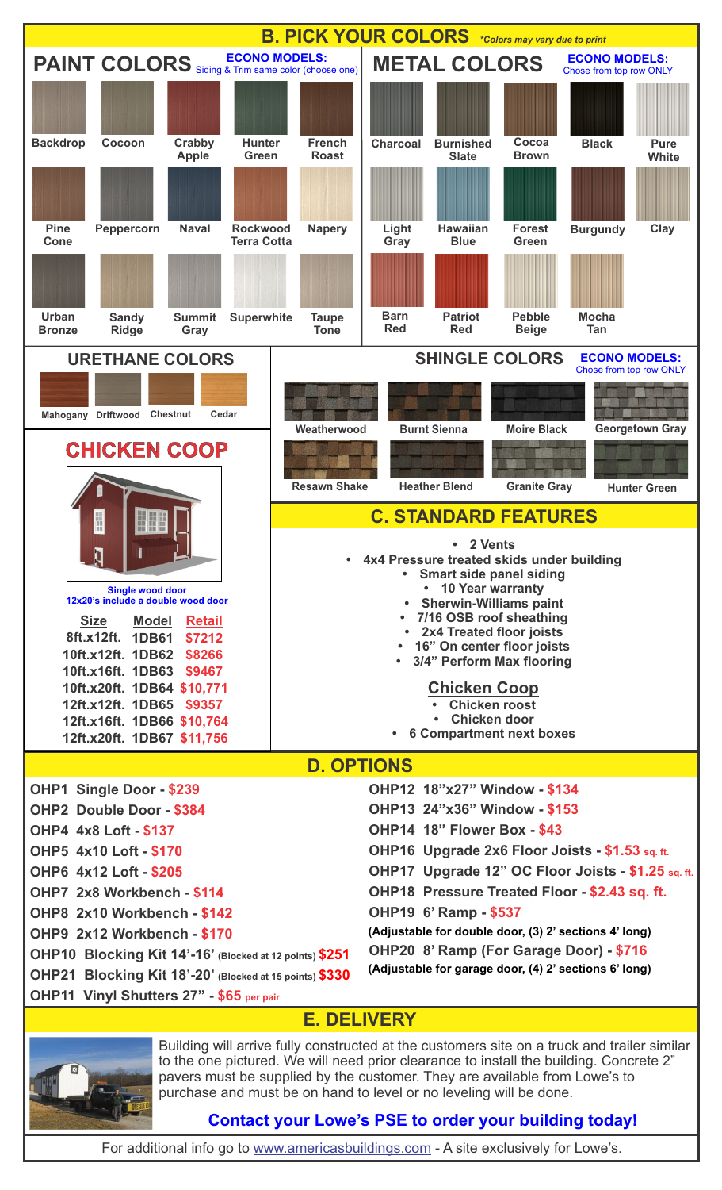# B. PICK YOUR COLORS

*Colors may vary due to print

## PAINT COLORS

**ECONO MODELS:** Siding & Trim same color (choose one)

Backdrop, Cocoon, Crabby Apple, Hunter Green, French Roast

Pine Cone, Peppercorn, Naval, Rockwood Terra Cotta, Napery

Urban Bronze, Sandy Ridge, Summit Gray, Superwhite, Taupe Tone

## METAL COLORS

**ECONO MODELS:** Chose from top row ONLY

Charcoal, Burnished Slate, Cocoa Brown, Black, Pure White

Light Gray, Hawaiian Blue, Forest Green, Burgundy, Clay

Barn Red, Patriot Red, Pebble Beige, Mocha Tan

## URETHANE COLORS

Mahogany, Driftwood, Chestnut, Cedar

## SHINGLE COLORS

**ECONO MODELS:** Chose from top row ONLY

Weatherwood, Burnt Sienna, Moire Black, Georgetown Gray

Resawn Shake, Heather Blend, Granite Gray, Hunter Green

## CHICKEN COOP

**Single wood door**
**12x20's include a double wood door**

| Size | Model | Retail |
|---|---|---|
| 8ft.x12ft. | 1DB61 | $7212 |
| 10ft.x12ft. | 1DB62 | $8266 |
| 10ft.x16ft. | 1DB63 | $9467 |
| 10ft.x20ft. | 1DB64 | $10,771 |
| 12ft.x12ft. | 1DB65 | $9357 |
| 12ft.x16ft. | 1DB66 | $10,764 |
| 12ft.x20ft. | 1DB67 | $11,756 |

# C. STANDARD FEATURES

- 2 Vents
- 4x4 Pressure treated skids under building
- Smart side panel siding
- 10 Year warranty
- Sherwin-Williams paint
- 7/16 OSB roof sheathing
- 2x4 Treated floor joists
- 16" On center floor joists
- 3/4" Perform Max flooring

### Chicken Coop

- Chicken roost
- Chicken door
- 6 Compartment next boxes

# D. OPTIONS

- **OHP1 Single Door - $239**
- **OHP2 Double Door - $384**
- **OHP4 4x8 Loft - $137**
- **OHP5 4x10 Loft - $170**
- **OHP6 4x12 Loft - $205**
- **OHP7 2x8 Workbench - $114**
- **OHP8 2x10 Workbench - $142**
- **OHP9 2x12 Workbench - $170**
- **OHP10 Blocking Kit 14'-16'** (Blocked at 12 points) **$251**
- **OHP21 Blocking Kit 18'-20'** (Blocked at 15 points) **$330**
- **OHP11 Vinyl Shutters 27" - $65** per pair
- **OHP12 18"x27" Window - $134**
- **OHP13 24"x36" Window - $153**
- **OHP14 18" Flower Box - $43**
- **OHP16 Upgrade 2x6 Floor Joists - $1.53** sq. ft.
- **OHP17 Upgrade 12" OC Floor Joists - $1.25** sq. ft.
- **OHP18 Pressure Treated Floor - $2.43 sq. ft.**
- **OHP19 6' Ramp - $537**
  (Adjustable for double door, (3) 2' sections 4' long)
- **OHP20 8' Ramp (For Garage Door) - $716**
  (Adjustable for garage door, (4) 2' sections 6' long)

# E. DELIVERY

Building will arrive fully constructed at the customers site on a truck and trailer similar to the one pictured. We will need prior clearance to install the building. Concrete 2" pavers must be supplied by the customer. They are available from Lowe's to purchase and must be on hand to level or no leveling will be done.

**Contact your Lowe's PSE to order your building today!**

For additional info go to www.americasbuildings.com - A site exclusively for Lowe's.